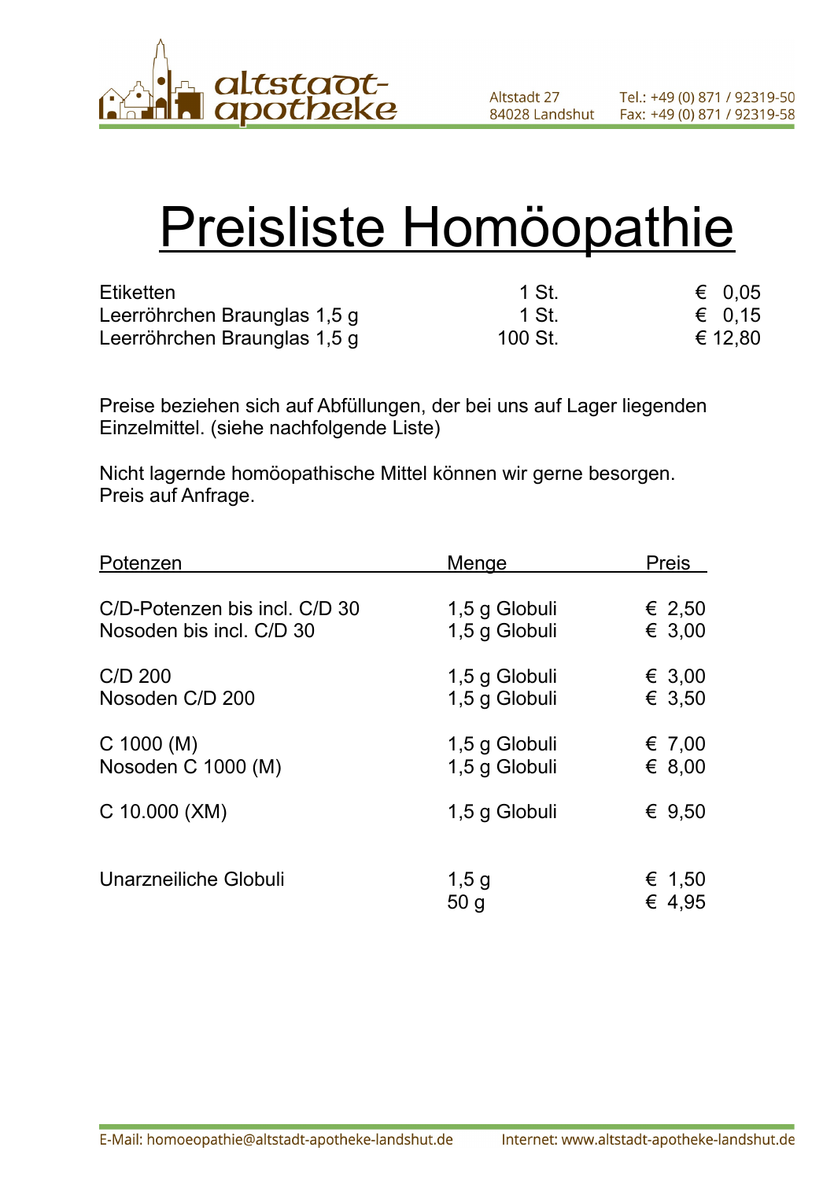altstadt-apotheke

Altstadt 27
84028 Landshut

Tel.: +49 (0) 871 / 92319-50
Fax: +49 (0) 871 / 92319-58

# Preisliste Homöopathie

| | | |
|---|---|---|
| Etiketten | 1 St. | € 0,05 |
| Leerröhrchen Braunglas 1,5 g | 1 St. | € 0,15 |
| Leerröhrchen Braunglas 1,5 g | 100 St. | € 12,80 |

Preise beziehen sich auf Abfüllungen, der bei uns auf Lager liegenden Einzelmittel. (siehe nachfolgende Liste)

Nicht lagernde homöopathische Mittel können wir gerne besorgen.
Preis auf Anfrage.

| Potenzen | Menge | Preis |
|---|---|---|
| C/D-Potenzen bis incl. C/D 30 | 1,5 g Globuli | € 2,50 |
| Nosoden bis incl. C/D 30 | 1,5 g Globuli | € 3,00 |
| C/D 200 | 1,5 g Globuli | € 3,00 |
| Nosoden C/D 200 | 1,5 g Globuli | € 3,50 |
| C 1000 (M) | 1,5 g Globuli | € 7,00 |
| Nosoden C 1000 (M) | 1,5 g Globuli | € 8,00 |
| C 10.000 (XM) | 1,5 g Globuli | € 9,50 |
| Unarzneiliche Globuli | 1,5 g | € 1,50 |
| | 50 g | € 4,95 |

E-Mail: homoeopathie@altstadt-apotheke-landshut.de    Internet: www.altstadt-apotheke-landshut.de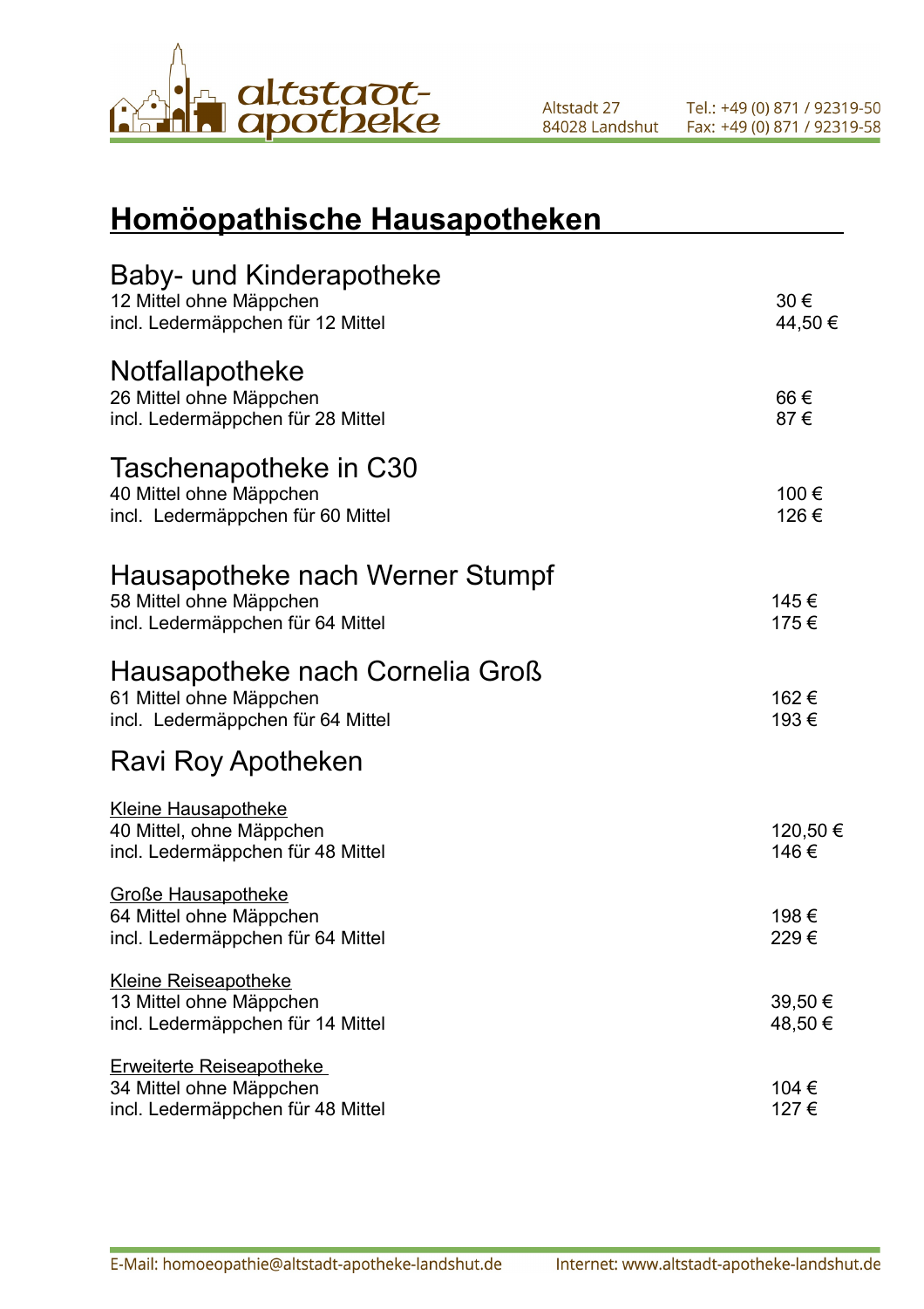# Homöopathische Hausapotheken

## Baby- und Kinderapotheke

| | |
|---|---|
| 12 Mittel ohne Mäppchen | 30 € |
| incl. Ledermäppchen für 12 Mittel | 44,50 € |

## Notfallapotheke

| | |
|---|---|
| 26 Mittel ohne Mäppchen | 66 € |
| incl. Ledermäppchen für 28 Mittel | 87 € |

## Taschenapotheke in C30

| | |
|---|---|
| 40 Mittel ohne Mäppchen | 100 € |
| incl. Ledermäppchen für 60 Mittel | 126 € |

## Hausapotheke nach Werner Stumpf

| | |
|---|---|
| 58 Mittel ohne Mäppchen | 145 € |
| incl. Ledermäppchen für 64 Mittel | 175 € |

## Hausapotheke nach Cornelia Groß

| | |
|---|---|
| 61 Mittel ohne Mäppchen | 162 € |
| incl. Ledermäppchen für 64 Mittel | 193 € |

## Ravi Roy Apotheken

### Kleine Hausapotheke

| | |
|---|---|
| 40 Mittel, ohne Mäppchen | 120,50 € |
| incl. Ledermäppchen für 48 Mittel | 146 € |

### Große Hausapotheke

| | |
|---|---|
| 64 Mittel ohne Mäppchen | 198 € |
| incl. Ledermäppchen für 64 Mittel | 229 € |

### Kleine Reiseapotheke

| | |
|---|---|
| 13 Mittel ohne Mäppchen | 39,50 € |
| incl. Ledermäppchen für 14 Mittel | 48,50 € |

### Erweiterte Reiseapotheke

| | |
|---|---|
| 34 Mittel ohne Mäppchen | 104 € |
| incl. Ledermäppchen für 48 Mittel | 127 € |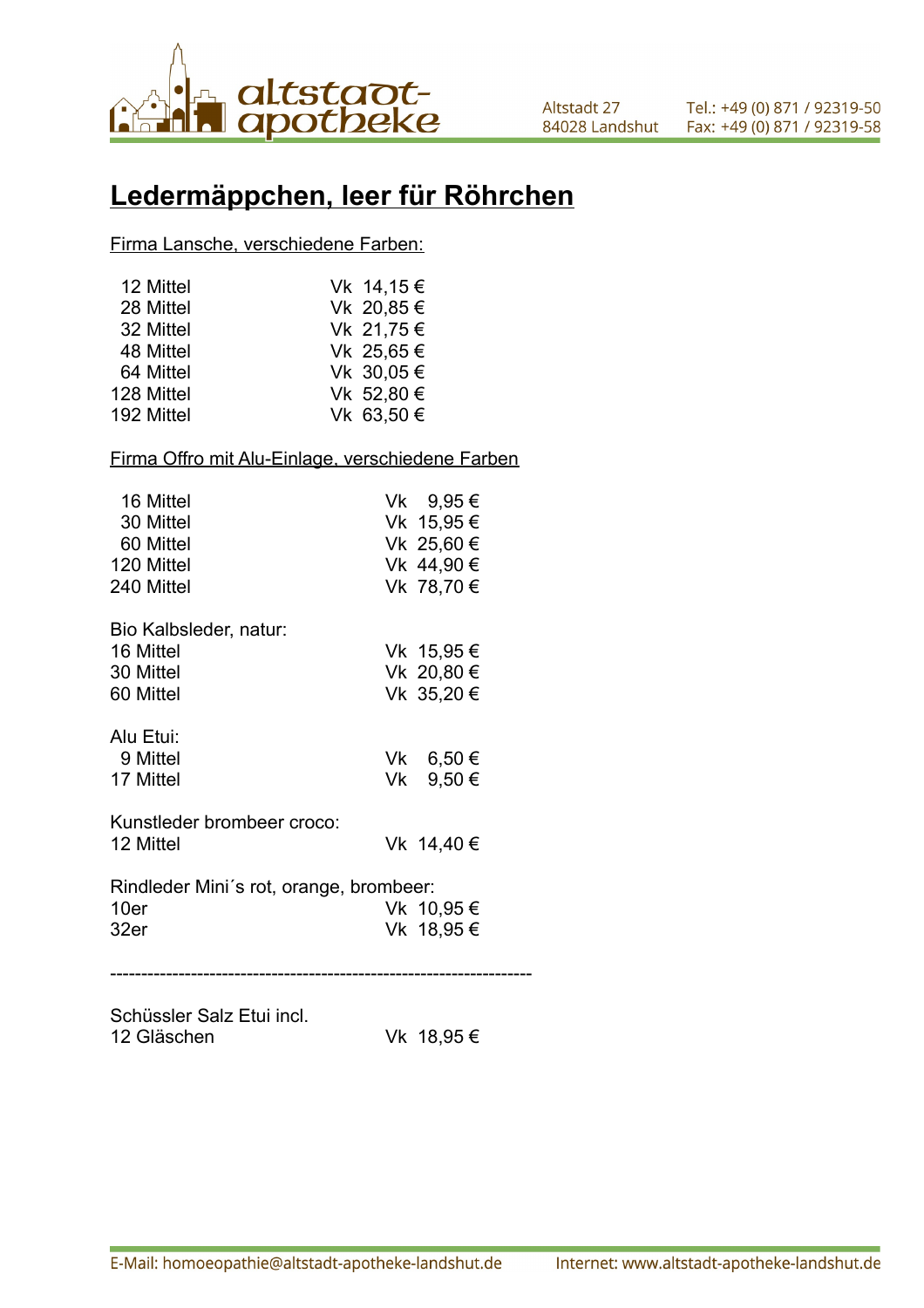# Ledermäppchen, leer für Röhrchen

Firma Lansche, verschiedene Farben:

| | |
|---|---|
| 12 Mittel | Vk 14,15 € |
| 28 Mittel | Vk 20,85 € |
| 32 Mittel | Vk 21,75 € |
| 48 Mittel | Vk 25,65 € |
| 64 Mittel | Vk 30,05 € |
| 128 Mittel | Vk 52,80 € |
| 192 Mittel | Vk 63,50 € |

Firma Offro mit Alu-Einlage, verschiedene Farben

| | |
|---|---|
| 16 Mittel | Vk 9,95 € |
| 30 Mittel | Vk 15,95 € |
| 60 Mittel | Vk 25,60 € |
| 120 Mittel | Vk 44,90 € |
| 240 Mittel | Vk 78,70 € |

Bio Kalbsleder, natur:

| | |
|---|---|
| 16 Mittel | Vk 15,95 € |
| 30 Mittel | Vk 20,80 € |
| 60 Mittel | Vk 35,20 € |

Alu Etui:

| | |
|---|---|
| 9 Mittel | Vk 6,50 € |
| 17 Mittel | Vk 9,50 € |

Kunstleder brombeer croco:

| | |
|---|---|
| 12 Mittel | Vk 14,40 € |

Rindleder Mini´s rot, orange, brombeer:

| | |
|---|---|
| 10er | Vk 10,95 € |
| 32er | Vk 18,95 € |

------------------------------------------------------------------

Schüssler Salz Etui incl.

| | |
|---|---|
| 12 Gläschen | Vk 18,95 € |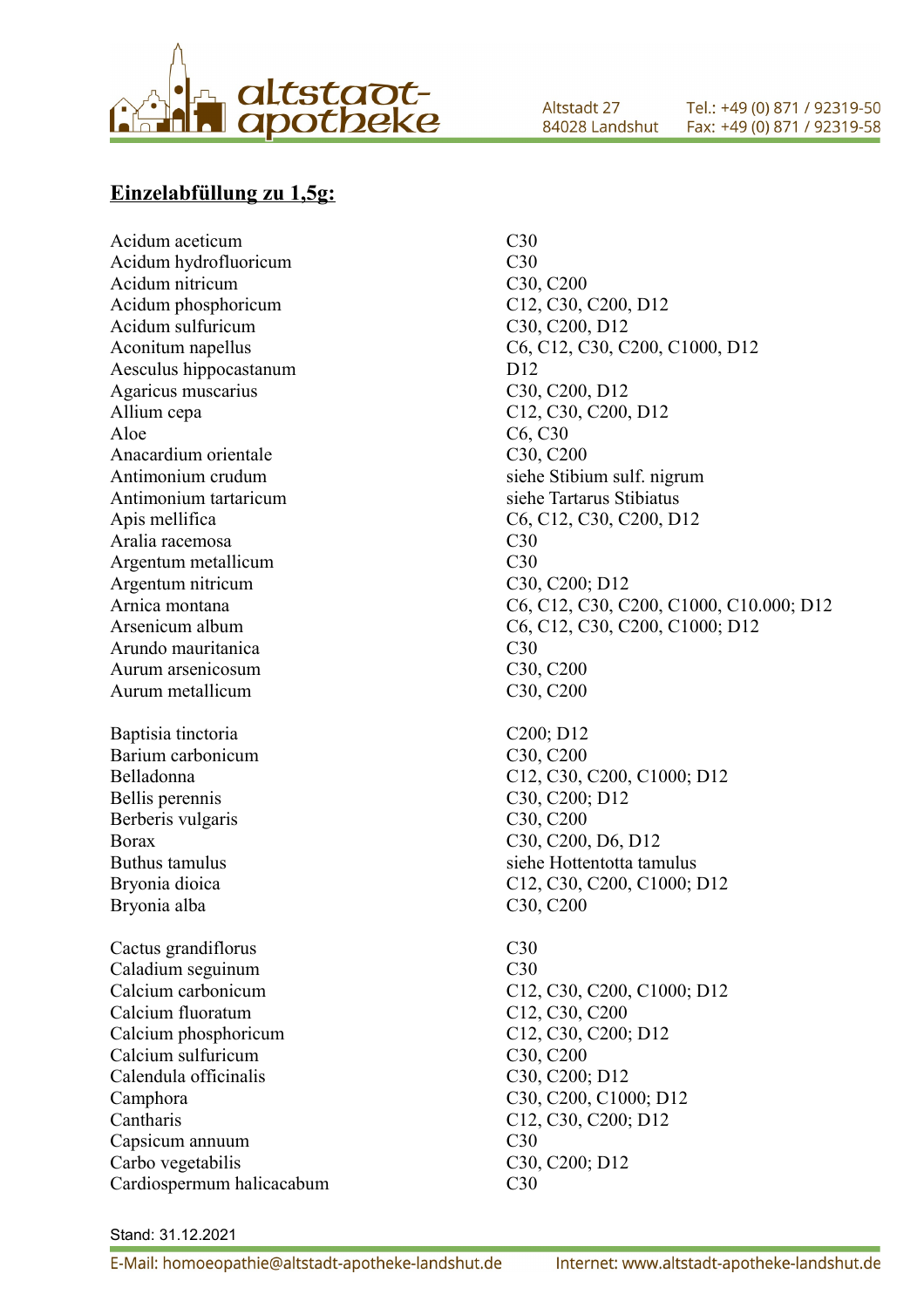## Einzelabfüllung zu 1,5g:

| | |
|---|---|
| Acidum aceticum | C30 |
| Acidum hydrofluoricum | C30 |
| Acidum nitricum | C30, C200 |
| Acidum phosphoricum | C12, C30, C200, D12 |
| Acidum sulfuricum | C30, C200, D12 |
| Aconitum napellus | C6, C12, C30, C200, C1000, D12 |
| Aesculus hippocastanum | D12 |
| Agaricus muscarius | C30, C200, D12 |
| Allium cepa | C12, C30, C200, D12 |
| Aloe | C6, C30 |
| Anacardium orientale | C30, C200 |
| Antimonium crudum | siehe Stibium sulf. nigrum |
| Antimonium tartaricum | siehe Tartarus Stibiatus |
| Apis mellifica | C6, C12, C30, C200, D12 |
| Aralia racemosa | C30 |
| Argentum metallicum | C30 |
| Argentum nitricum | C30, C200; D12 |
| Arnica montana | C6, C12, C30, C200, C1000, C10.000; D12 |
| Arsenicum album | C6, C12, C30, C200, C1000; D12 |
| Arundo mauritanica | C30 |
| Aurum arsenicosum | C30, C200 |
| Aurum metallicum | C30, C200 |
| | |
| Baptisia tinctoria | C200; D12 |
| Barium carbonicum | C30, C200 |
| Belladonna | C12, C30, C200, C1000; D12 |
| Bellis perennis | C30, C200; D12 |
| Berberis vulgaris | C30, C200 |
| Borax | C30, C200, D6, D12 |
| Buthus tamulus | siehe Hottentotta tamulus |
| Bryonia dioica | C12, C30, C200, C1000; D12 |
| Bryonia alba | C30, C200 |
| | |
| Cactus grandiflorus | C30 |
| Caladium seguinum | C30 |
| Calcium carbonicum | C12, C30, C200, C1000; D12 |
| Calcium fluoratum | C12, C30, C200 |
| Calcium phosphoricum | C12, C30, C200; D12 |
| Calcium sulfuricum | C30, C200 |
| Calendula officinalis | C30, C200; D12 |
| Camphora | C30, C200, C1000; D12 |
| Cantharis | C12, C30, C200; D12 |
| Capsicum annuum | C30 |
| Carbo vegetabilis | C30, C200; D12 |
| Cardiospermum halicacabum | C30 |

Stand: 31.12.2021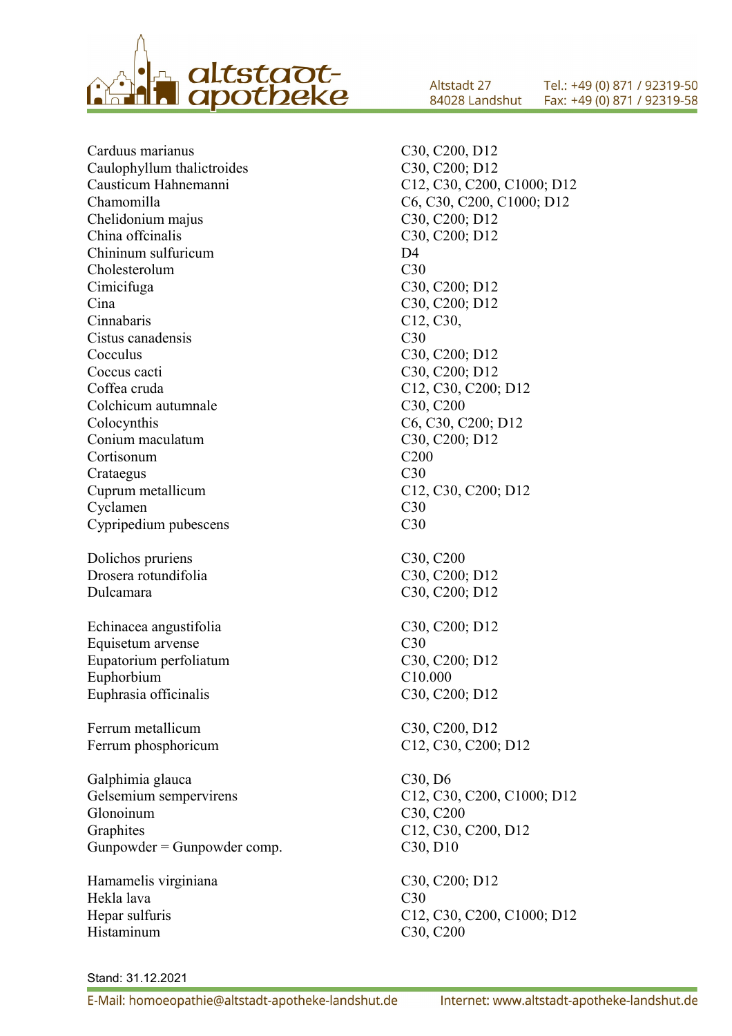| | |
|---|---|
| Carduus marianus | C30, C200, D12 |
| Caulophyllum thalictroides | C30, C200; D12 |
| Causticum Hahnemanni | C12, C30, C200, C1000; D12 |
| Chamomilla | C6, C30, C200, C1000; D12 |
| Chelidonium majus | C30, C200; D12 |
| China offcinalis | C30, C200; D12 |
| Chininum sulfuricum | D4 |
| Cholesterolum | C30 |
| Cimicifuga | C30, C200; D12 |
| Cina | C30, C200; D12 |
| Cinnabaris | C12, C30, |
| Cistus canadensis | C30 |
| Cocculus | C30, C200; D12 |
| Coccus cacti | C30, C200; D12 |
| Coffea cruda | C12, C30, C200; D12 |
| Colchicum autumnale | C30, C200 |
| Colocynthis | C6, C30, C200; D12 |
| Conium maculatum | C30, C200; D12 |
| Cortisonum | C200 |
| Crataegus | C30 |
| Cuprum metallicum | C12, C30, C200; D12 |
| Cyclamen | C30 |
| Cypripedium pubescens | C30 |
| | |
| Dolichos pruriens | C30, C200 |
| Drosera rotundifolia | C30, C200; D12 |
| Dulcamara | C30, C200; D12 |
| | |
| Echinacea angustifolia | C30, C200; D12 |
| Equisetum arvense | C30 |
| Eupatorium perfoliatum | C30, C200; D12 |
| Euphorbium | C10.000 |
| Euphrasia officinalis | C30, C200; D12 |
| | |
| Ferrum metallicum | C30, C200, D12 |
| Ferrum phosphoricum | C12, C30, C200; D12 |
| | |
| Galphimia glauca | C30, D6 |
| Gelsemium sempervirens | C12, C30, C200, C1000; D12 |
| Glonoinum | C30, C200 |
| Graphites | C12, C30, C200, D12 |
| Gunpowder = Gunpowder comp. | C30, D10 |
| | |
| Hamamelis virginiana | C30, C200; D12 |
| Hekla lava | C30 |
| Hepar sulfuris | C12, C30, C200, C1000; D12 |
| Histaminum | C30, C200 |

Stand: 31.12.2021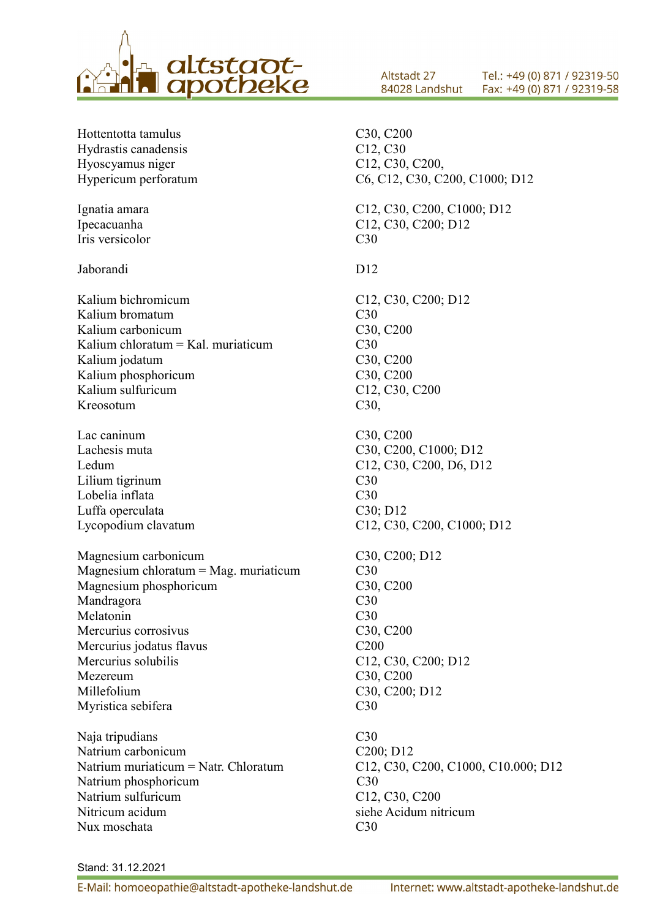| | |
|---|---|
| Hottentotta tamulus | C30, C200 |
| Hydrastis canadensis | C12, C30 |
| Hyoscyamus niger | C12, C30, C200, |
| Hypericum perforatum | C6, C12, C30, C200, C1000; D12 |
| | |
| Ignatia amara | C12, C30, C200, C1000; D12 |
| Ipecacuanha | C12, C30, C200; D12 |
| Iris versicolor | C30 |
| | |
| Jaborandi | D12 |
| | |
| Kalium bichromicum | C12, C30, C200; D12 |
| Kalium bromatum | C30 |
| Kalium carbonicum | C30, C200 |
| Kalium chloratum = Kal. muriaticum | C30 |
| Kalium jodatum | C30, C200 |
| Kalium phosphoricum | C30, C200 |
| Kalium sulfuricum | C12, C30, C200 |
| Kreosotum | C30, |
| | |
| Lac caninum | C30, C200 |
| Lachesis muta | C30, C200, C1000; D12 |
| Ledum | C12, C30, C200, D6, D12 |
| Lilium tigrinum | C30 |
| Lobelia inflata | C30 |
| Luffa operculata | C30; D12 |
| Lycopodium clavatum | C12, C30, C200, C1000; D12 |
| | |
| Magnesium carbonicum | C30, C200; D12 |
| Magnesium chloratum = Mag. muriaticum | C30 |
| Magnesium phosphoricum | C30, C200 |
| Mandragora | C30 |
| Melatonin | C30 |
| Mercurius corrosivus | C30, C200 |
| Mercurius jodatus flavus | C200 |
| Mercurius solubilis | C12, C30, C200; D12 |
| Mezereum | C30, C200 |
| Millefolium | C30, C200; D12 |
| Myristica sebifera | C30 |
| | |
| Naja tripudians | C30 |
| Natrium carbonicum | C200; D12 |
| Natrium muriaticum = Natr. Chloratum | C12, C30, C200, C1000, C10.000; D12 |
| Natrium phosphoricum | C30 |
| Natrium sulfuricum | C12, C30, C200 |
| Nitricum acidum | siehe Acidum nitricum |
| Nux moschata | C30 |

Stand: 31.12.2021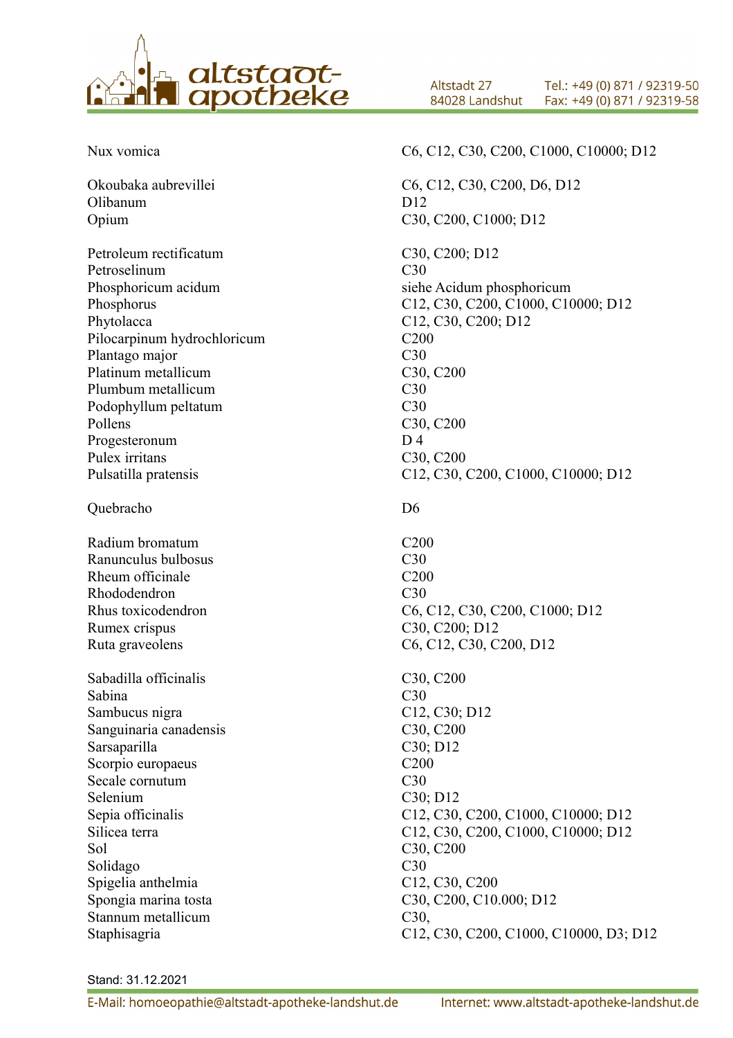| | |
|---|---|
| Nux vomica | C6, C12, C30, C200, C1000, C10000; D12 |
| | |
| Okoubaka aubrevillei | C6, C12, C30, C200, D6, D12 |
| Olibanum | D12 |
| Opium | C30, C200, C1000; D12 |
| | |
| Petroleum rectificatum | C30, C200; D12 |
| Petroselinum | C30 |
| Phosphoricum acidum | siehe Acidum phosphoricum |
| Phosphorus | C12, C30, C200, C1000, C10000; D12 |
| Phytolacca | C12, C30, C200; D12 |
| Pilocarpinum hydrochloricum | C200 |
| Plantago major | C30 |
| Platinum metallicum | C30, C200 |
| Plumbum metallicum | C30 |
| Podophyllum peltatum | C30 |
| Pollens | C30, C200 |
| Progesteronum | D 4 |
| Pulex irritans | C30, C200 |
| Pulsatilla pratensis | C12, C30, C200, C1000, C10000; D12 |
| | |
| Quebracho | D6 |
| | |
| Radium bromatum | C200 |
| Ranunculus bulbosus | C30 |
| Rheum officinale | C200 |
| Rhododendron | C30 |
| Rhus toxicodendron | C6, C12, C30, C200, C1000; D12 |
| Rumex crispus | C30, C200; D12 |
| Ruta graveolens | C6, C12, C30, C200, D12 |
| | |
| Sabadilla officinalis | C30, C200 |
| Sabina | C30 |
| Sambucus nigra | C12, C30; D12 |
| Sanguinaria canadensis | C30, C200 |
| Sarsaparilla | C30; D12 |
| Scorpio europaeus | C200 |
| Secale cornutum | C30 |
| Selenium | C30; D12 |
| Sepia officinalis | C12, C30, C200, C1000, C10000; D12 |
| Silicea terra | C12, C30, C200, C1000, C10000; D12 |
| Sol | C30, C200 |
| Solidago | C30 |
| Spigelia anthelmia | C12, C30, C200 |
| Spongia marina tosta | C30, C200, C10.000; D12 |
| Stannum metallicum | C30, |
| Staphisagria | C12, C30, C200, C1000, C10000, D3; D12 |

Stand: 31.12.2021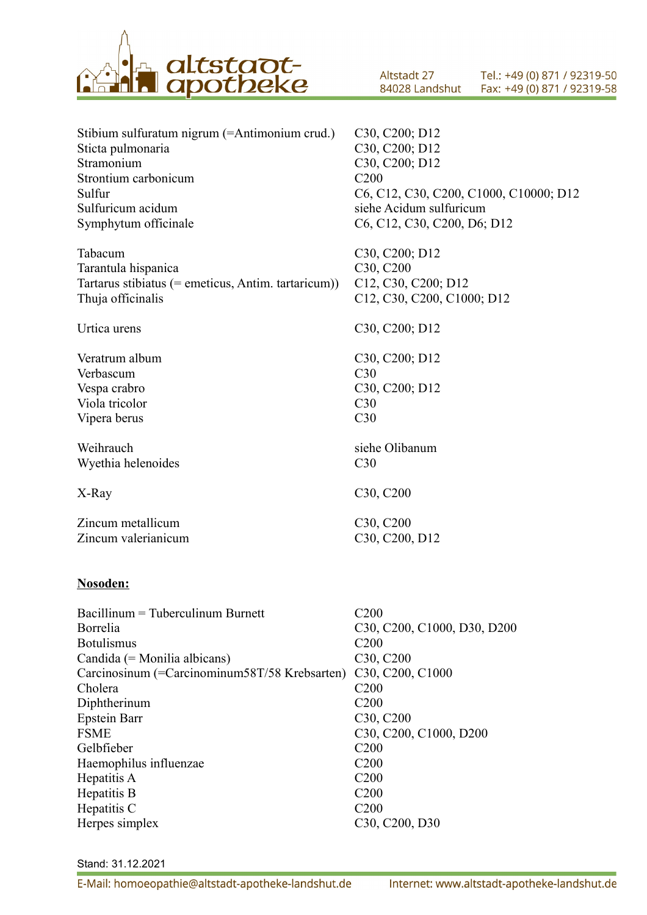| | |
|---|---|
| Stibium sulfuratum nigrum (=Antimonium crud.) | C30, C200; D12 |
| Sticta pulmonaria | C30, C200; D12 |
| Stramonium | C30, C200; D12 |
| Strontium carbonicum | C200 |
| Sulfur | C6, C12, C30, C200, C1000, C10000; D12 |
| Sulfuricum acidum | siehe Acidum sulfuricum |
| Symphytum officinale | C6, C12, C30, C200, D6; D12 |
| | |
| Tabacum | C30, C200; D12 |
| Tarantula hispanica | C30, C200 |
| Tartarus stibiatus (= emeticus, Antim. tartaricum)) | C12, C30, C200; D12 |
| Thuja officinalis | C12, C30, C200, C1000; D12 |
| | |
| Urtica urens | C30, C200; D12 |
| | |
| Veratrum album | C30, C200; D12 |
| Verbascum | C30 |
| Vespa crabro | C30, C200; D12 |
| Viola tricolor | C30 |
| Vipera berus | C30 |
| | |
| Weihrauch | siehe Olibanum |
| Wyethia helenoides | C30 |
| | |
| X-Ray | C30, C200 |
| | |
| Zincum metallicum | C30, C200 |
| Zincum valerianicum | C30, C200, D12 |

**Nosoden:**

| | |
|---|---|
| Bacillinum = Tuberculinum Burnett | C200 |
| Borrelia | C30, C200, C1000, D30, D200 |
| Botulismus | C200 |
| Candida (= Monilia albicans) | C30, C200 |
| Carcinosinum (=Carcinominum58T/58 Krebsarten) | C30, C200, C1000 |
| Cholera | C200 |
| Diphtherinum | C200 |
| Epstein Barr | C30, C200 |
| FSME | C30, C200, C1000, D200 |
| Gelbfieber | C200 |
| Haemophilus influenzae | C200 |
| Hepatitis A | C200 |
| Hepatitis B | C200 |
| Hepatitis C | C200 |
| Herpes simplex | C30, C200, D30 |

Stand: 31.12.2021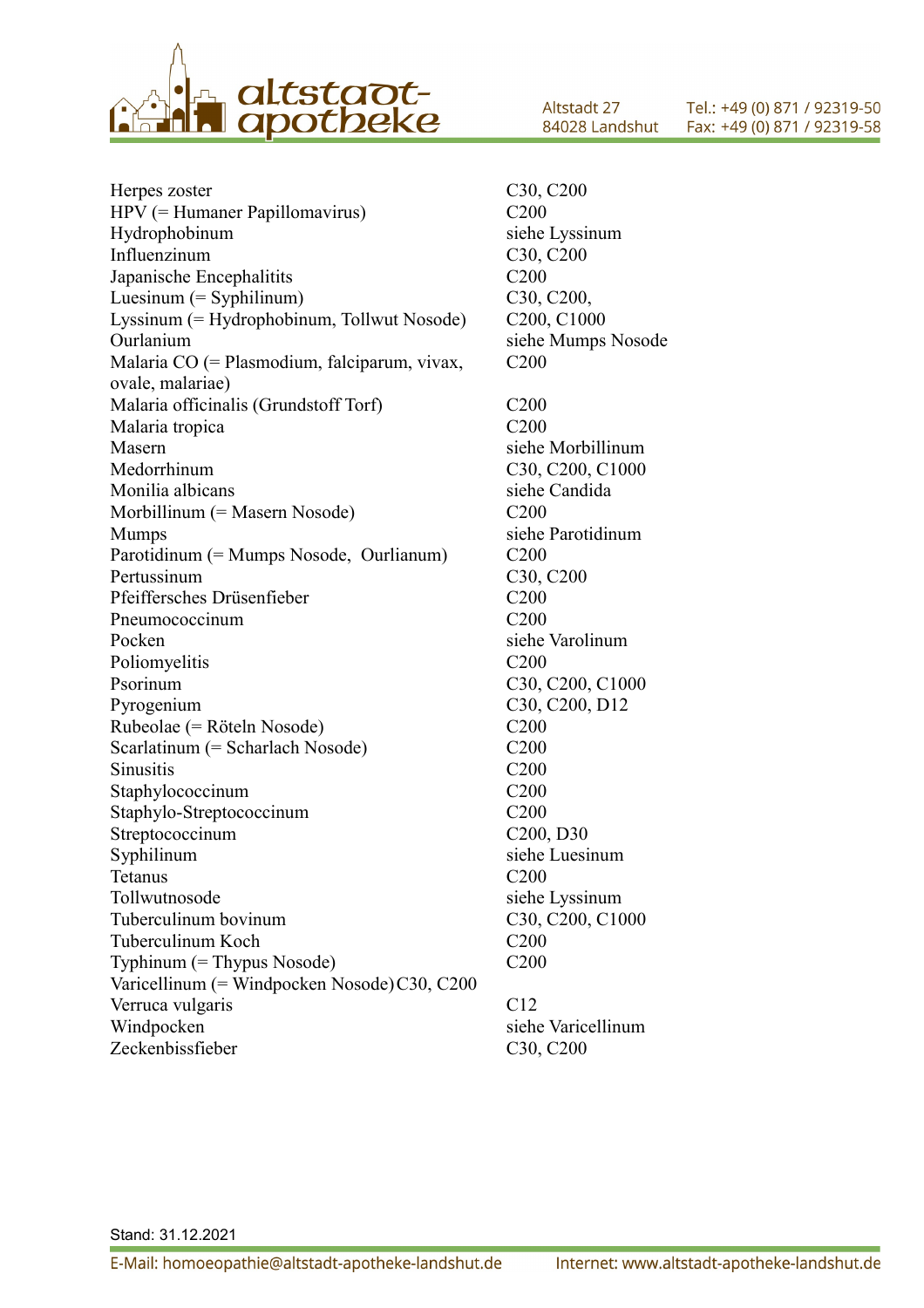| | |
|---|---|
| Herpes zoster | C30, C200 |
| HPV (= Humaner Papillomavirus) | C200 |
| Hydrophobinum | siehe Lyssinum |
| Influenzinum | C30, C200 |
| Japanische Encephalitis | C200 |
| Luesinum (= Syphilinum) | C30, C200, |
| Lyssinum (= Hydrophobinum, Tollwut Nosode) | C200, C1000 |
| Ourlanium | siehe Mumps Nosode |
| Malaria CO (= Plasmodium, falciparum, vivax, ovale, malariae) | C200 |
| Malaria officinalis (Grundstoff Torf) | C200 |
| Malaria tropica | C200 |
| Masern | siehe Morbillinum |
| Medorrhinum | C30, C200, C1000 |
| Monilia albicans | siehe Candida |
| Morbillinum (= Masern Nosode) | C200 |
| Mumps | siehe Parotidinum |
| Parotidinum (= Mumps Nosode, Ourlianum) | C200 |
| Pertussinum | C30, C200 |
| Pfeiffersches Drüsenfieber | C200 |
| Pneumococcinum | C200 |
| Pocken | siehe Varolinum |
| Poliomyelitis | C200 |
| Psorinum | C30, C200, C1000 |
| Pyrogenium | C30, C200, D12 |
| Rubeolae (= Röteln Nosode) | C200 |
| Scarlatinum (= Scharlach Nosode) | C200 |
| Sinusitis | C200 |
| Staphylococcinum | C200 |
| Staphylo-Streptococcinum | C200 |
| Streptococcinum | C200, D30 |
| Syphilinum | siehe Luesinum |
| Tetanus | C200 |
| Tollwutnosode | siehe Lyssinum |
| Tuberculinum bovinum | C30, C200, C1000 |
| Tuberculinum Koch | C200 |
| Typhinum (= Thypus Nosode) | C200 |
| Varicellinum (= Windpocken Nosode) | C30, C200 |
| Verruca vulgaris | C12 |
| Windpocken | siehe Varicellinum |
| Zeckenbissfieber | C30, C200 |

Stand: 31.12.2021